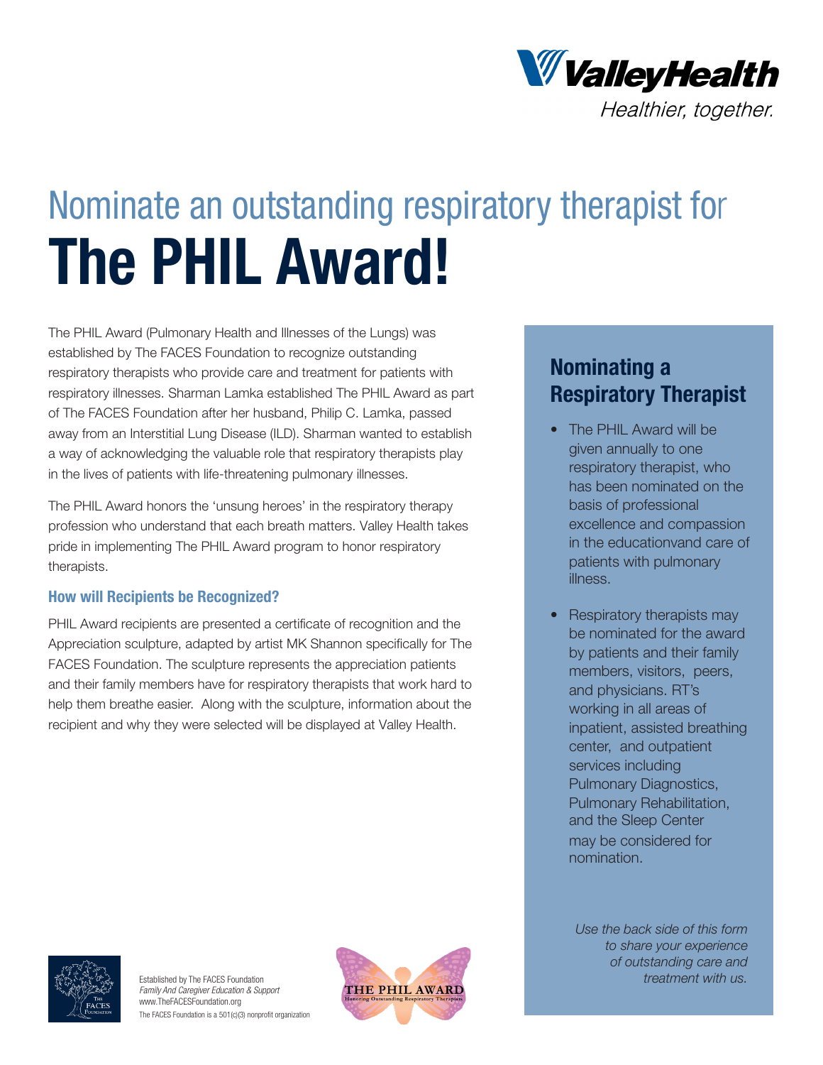Valley Health
*Healthier, together.*

# Nominate an outstanding respiratory therapist for **The PHIL Award!**

The PHIL Award (Pulmonary Health and Illnesses of the Lungs) was established by The FACES Foundation to recognize outstanding respiratory therapists who provide care and treatment for patients with respiratory illnesses. Sharman Lamka established The PHIL Award as part of The FACES Foundation after her husband, Philip C. Lamka, passed away from an Interstitial Lung Disease (ILD). Sharman wanted to establish a way of acknowledging the valuable role that respiratory therapists play in the lives of patients with life-threatening pulmonary illnesses.

The PHIL Award honors the 'unsung heroes' in the respiratory therapy profession who understand that each breath matters. Valley Health takes pride in implementing The PHIL Award program to honor respiratory therapists.

### How will Recipients be Recognized?

PHIL Award recipients are presented a certificate of recognition and the Appreciation sculpture, adapted by artist MK Shannon specifically for The FACES Foundation. The sculpture represents the appreciation patients and their family members have for respiratory therapists that work hard to help them breathe easier. Along with the sculpture, information about the recipient and why they were selected will be displayed at Valley Health.

## Nominating a Respiratory Therapist

- The PHIL Award will be given annually to one respiratory therapist, who has been nominated on the basis of professional excellence and compassion in the educationvand care of patients with pulmonary illness.
- Respiratory therapists may be nominated for the award by patients and their family members, visitors, peers, and physicians. RT's working in all areas of inpatient, assisted breathing center, and outpatient services including Pulmonary Diagnostics, Pulmonary Rehabilitation, and the Sleep Center may be considered for nomination.

*Use the back side of this form to share your experience of outstanding care and treatment with us.*

Established by The FACES Foundation
*Family And Caregiver Education & Support*
www.TheFACESFoundation.org
The FACES Foundation is a 501(c)(3) nonprofit organization

THE PHIL AWARD
Honoring Outstanding Respiratory Therapists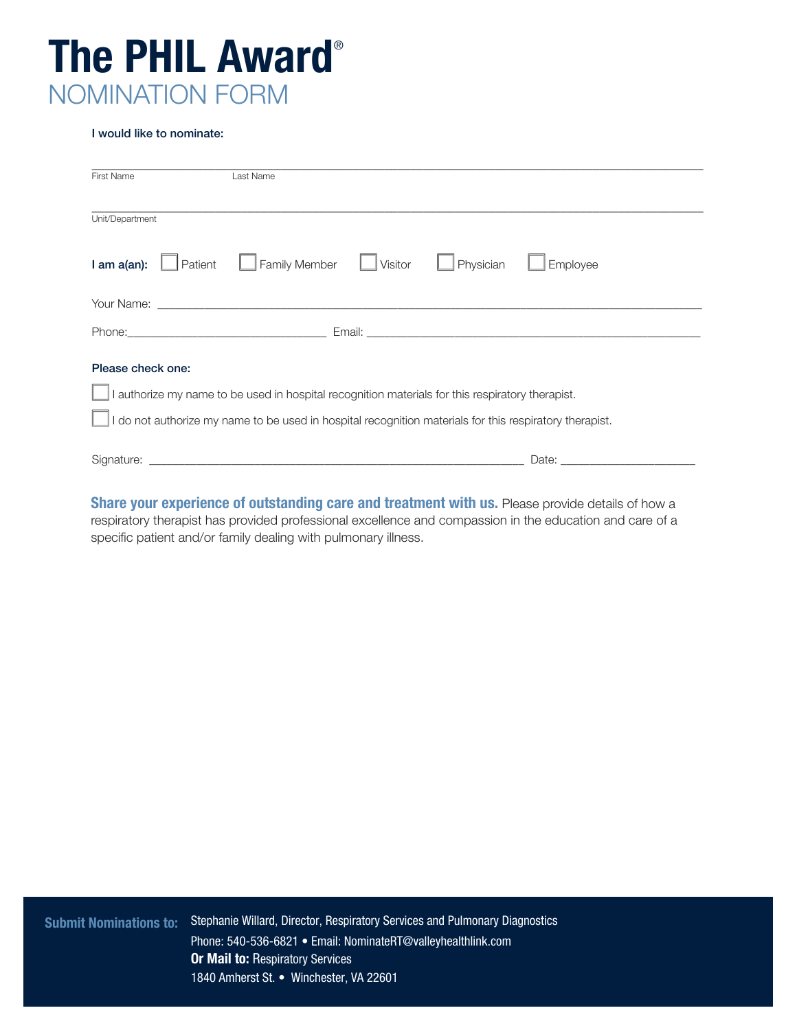# The PHIL Award®

## NOMINATION FORM

**I would like to nominate:**

\_\_\_\_\_\_\_\_\_\_\_\_\_\_\_\_\_\_\_\_\_\_\_\_\_\_\_\_\_\_\_\_\_\_\_\_\_\_\_\_\_\_\_\_\_\_\_\_\_\_\_\_\_\_\_\_\_\_\_\_\_\_\_\_\_\_\_\_\_\_\_\_

First Name Last Name

\_\_\_\_\_\_\_\_\_\_\_\_\_\_\_\_\_\_\_\_\_\_\_\_\_\_\_\_\_\_\_\_\_\_\_\_\_\_\_\_\_\_\_\_\_\_\_\_\_\_\_\_\_\_\_\_\_\_\_\_\_\_\_\_\_\_\_\_\_\_\_\_

Unit/Department

**I am a(an):** ☐ Patient ☐ Family Member ☐ Visitor ☐ Physician ☐ Employee

Your Name: \_\_\_\_\_\_\_\_\_\_\_\_\_\_\_\_\_\_\_\_\_\_\_\_\_\_\_\_\_\_\_\_\_\_\_\_\_\_\_\_\_\_\_\_\_\_\_\_\_\_\_\_\_\_\_\_\_\_\_\_

Phone:\_\_\_\_\_\_\_\_\_\_\_\_\_\_\_\_\_\_\_\_\_\_\_\_\_\_ Email: \_\_\_\_\_\_\_\_\_\_\_\_\_\_\_\_\_\_\_\_\_\_\_\_\_\_\_\_\_\_\_\_\_\_\_\_

**Please check one:**

☐ I authorize my name to be used in hospital recognition materials for this respiratory therapist.

☐ I do not authorize my name to be used in hospital recognition materials for this respiratory therapist.

Signature: \_\_\_\_\_\_\_\_\_\_\_\_\_\_\_\_\_\_\_\_\_\_\_\_\_\_\_\_\_\_\_\_\_\_\_\_\_\_\_\_\_\_\_\_\_\_ Date: \_\_\_\_\_\_\_\_\_\_\_\_\_\_\_\_

**Share your experience of outstanding care and treatment with us.** Please provide details of how a respiratory therapist has provided professional excellence and compassion in the education and care of a specific patient and/or family dealing with pulmonary illness.

**Submit Nominations to:** Stephanie Willard, Director, Respiratory Services and Pulmonary Diagnostics
Phone: 540-536-6821 • Email: NominateRT@valleyhealthlink.com
**Or Mail to:** Respiratory Services
1840 Amherst St. • Winchester, VA 22601